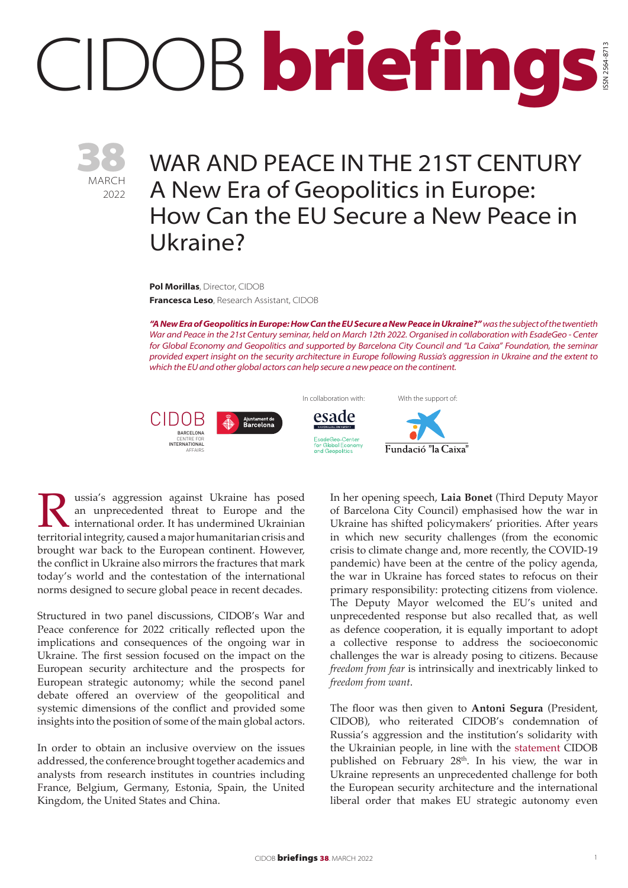# CIDOB briefings

ISSN 2564-8713

38
MARCH
2022

# WAR AND PEACE IN THE 21ST CENTURY
## A New Era of Geopolitics in Europe: How Can the EU Secure a New Peace in Ukraine?

**Pol Morillas**, Director, CIDOB
**Francesca Leso**, Research Assistant, CIDOB

***"A New Era of Geopolitics in Europe: How Can the EU Secure a New Peace in Ukraine?"*** *was the subject of the twentieth War and Peace in the 21st Century seminar, held on March 12th 2022. Organised in collaboration with EsadeGeo - Center for Global Economy and Geopolitics and supported by Barcelona City Council and "La Caixa" Foundation, the seminar provided expert insight on the security architecture in Europe following Russia's aggression in Ukraine and the extent to which the EU and other global actors can help secure a new peace on the continent.*

CIDOB BARCELONA CENTRE FOR INTERNATIONAL AFFAIRS — Ajuntament de Barcelona

In collaboration with: esade — EsadeGeo-Center for Global Economy and Geopolitics

With the support of: Fundació "la Caixa"

Russia's aggression against Ukraine has posed an unprecedented threat to Europe and the international order. It has undermined Ukrainian territorial integrity, caused a major humanitarian crisis and brought war back to the European continent. However, the conflict in Ukraine also mirrors the fractures that mark today's world and the contestation of the international norms designed to secure global peace in recent decades.

Structured in two panel discussions, CIDOB's War and Peace conference for 2022 critically reflected upon the implications and consequences of the ongoing war in Ukraine. The first session focused on the impact on the European security architecture and the prospects for European strategic autonomy; while the second panel debate offered an overview of the geopolitical and systemic dimensions of the conflict and provided some insights into the position of some of the main global actors.

In order to obtain an inclusive overview on the issues addressed, the conference brought together academics and analysts from research institutes in countries including France, Belgium, Germany, Estonia, Spain, the United Kingdom, the United States and China.

In her opening speech, **Laia Bonet** (Third Deputy Mayor of Barcelona City Council) emphasised how the war in Ukraine has shifted policymakers' priorities. After years in which new security challenges (from the economic crisis to climate change and, more recently, the COVID-19 pandemic) have been at the centre of the policy agenda, the war in Ukraine has forced states to refocus on their primary responsibility: protecting citizens from violence. The Deputy Mayor welcomed the EU's united and unprecedented response but also recalled that, as well as defence cooperation, it is equally important to adopt a collective response to address the socioeconomic challenges the war is already posing to citizens. Because *freedom from fear* is intrinsically and inextricably linked to *freedom from want*.

The floor was then given to **Antoni Segura** (President, CIDOB), who reiterated CIDOB's condemnation of Russia's aggression and the institution's solidarity with the Ukrainian people, in line with the statement CIDOB published on February 28th. In his view, the war in Ukraine represents an unprecedented challenge for both the European security architecture and the international liberal order that makes EU strategic autonomy even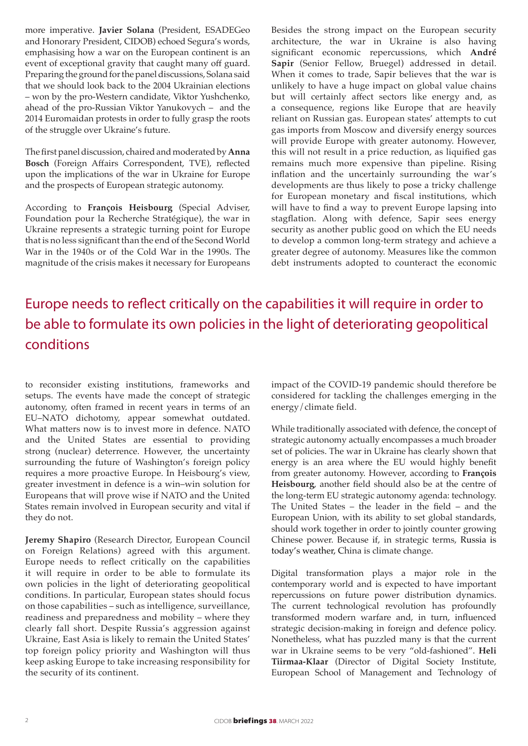more imperative. **Javier Solana** (President, ESADEGeo and Honorary President, CIDOB) echoed Segura's words, emphasising how a war on the European continent is an event of exceptional gravity that caught many off guard. Preparing the ground for the panel discussions, Solana said that we should look back to the 2004 Ukrainian elections – won by the pro-Western candidate, Viktor Yushchenko, ahead of the pro-Russian Viktor Yanukovych – and the 2014 Euromaidan protests in order to fully grasp the roots of the struggle over Ukraine's future.

The first panel discussion, chaired and moderated by **Anna Bosch** (Foreign Affairs Correspondent, TVE), reflected upon the implications of the war in Ukraine for Europe and the prospects of European strategic autonomy.

According to **François Heisbourg** (Special Adviser, Foundation pour la Recherche Stratégique), the war in Ukraine represents a strategic turning point for Europe that is no less significant than the end of the Second World War in the 1940s or of the Cold War in the 1990s. The magnitude of the crisis makes it necessary for Europeans to reconsider existing institutions, frameworks and setups. The events have made the concept of strategic autonomy, often framed in recent years in terms of an EU–NATO dichotomy, appear somewhat outdated. What matters now is to invest more in defence. NATO and the United States are essential to providing strong (nuclear) deterrence. However, the uncertainty surrounding the future of Washington's foreign policy requires a more proactive Europe. In Heisbourg's view, greater investment in defence is a win–win solution for Europeans that will prove wise if NATO and the United States remain involved in European security and vital if they do not.

**Jeremy Shapiro** (Research Director, European Council on Foreign Relations) agreed with this argument. Europe needs to reflect critically on the capabilities it will require in order to be able to formulate its own policies in the light of deteriorating geopolitical conditions. In particular, European states should focus on those capabilities – such as intelligence, surveillance, readiness and preparedness and mobility – where they clearly fall short. Despite Russia's aggression against Ukraine, East Asia is likely to remain the United States' top foreign policy priority and Washington will thus keep asking Europe to take increasing responsibility for the security of its continent.

Besides the strong impact on the European security architecture, the war in Ukraine is also having significant economic repercussions, which **André Sapir** (Senior Fellow, Bruegel) addressed in detail. When it comes to trade, Sapir believes that the war is unlikely to have a huge impact on global value chains but will certainly affect sectors like energy and, as a consequence, regions like Europe that are heavily reliant on Russian gas. European states' attempts to cut gas imports from Moscow and diversify energy sources will provide Europe with greater autonomy. However, this will not result in a price reduction, as liquified gas remains much more expensive than pipeline. Rising inflation and the uncertainly surrounding the war's developments are thus likely to pose a tricky challenge for European monetary and fiscal institutions, which will have to find a way to prevent Europe lapsing into stagflation. Along with defence, Sapir sees energy security as another public good on which the EU needs to develop a common long-term strategy and achieve a greater degree of autonomy. Measures like the common debt instruments adopted to counteract the economic impact of the COVID-19 pandemic should therefore be considered for tackling the challenges emerging in the energy/climate field.

> Europe needs to reflect critically on the capabilities it will require in order to be able to formulate its own policies in the light of deteriorating geopolitical conditions

While traditionally associated with defence, the concept of strategic autonomy actually encompasses a much broader set of policies. The war in Ukraine has clearly shown that energy is an area where the EU would highly benefit from greater autonomy. However, according to **François Heisbourg**, another field should also be at the centre of the long-term EU strategic autonomy agenda: technology. The United States – the leader in the field – and the European Union, with its ability to set global standards, should work together in order to jointly counter growing Chinese power. Because if, in strategic terms, Russia is today's weather, China is climate change.

Digital transformation plays a major role in the contemporary world and is expected to have important repercussions on future power distribution dynamics. The current technological revolution has profoundly transformed modern warfare and, in turn, influenced strategic decision-making in foreign and defence policy. Nonetheless, what has puzzled many is that the current war in Ukraine seems to be very "old-fashioned". **Heli Tiirmaa-Klaar** (Director of Digital Society Institute, European School of Management and Technology of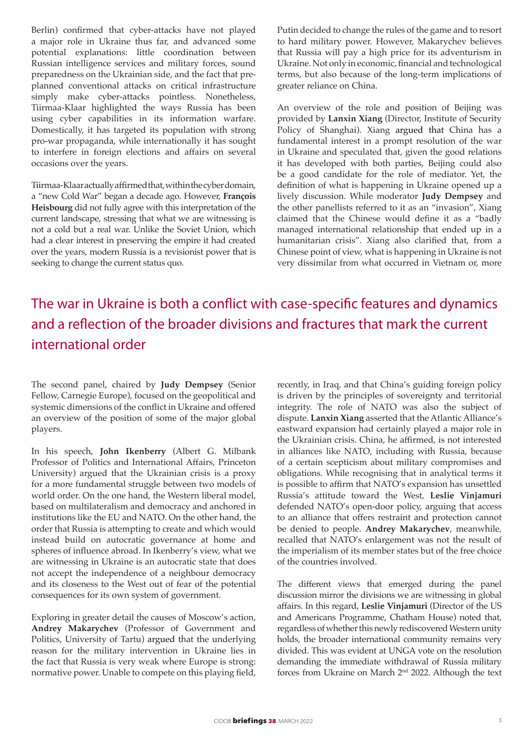Berlin) confirmed that cyber-attacks have not played a major role in Ukraine thus far, and advanced some potential explanations: little coordination between Russian intelligence services and military forces, sound preparedness on the Ukrainian side, and the fact that pre-planned conventional attacks on critical infrastructure simply make cyber-attacks pointless. Nonetheless, Tiirmaa-Klaar highlighted the ways Russia has been using cyber capabilities in its information warfare. Domestically, it has targeted its population with strong pro-war propaganda, while internationally it has sought to interfere in foreign elections and affairs on several occasions over the years.

Tiirmaa-Klaar actually affirmed that, within the cyber domain, a "new Cold War" began a decade ago. However, **François Heisbourg** did not fully agree with this interpretation of the current landscape, stressing that what we are witnessing is not a cold but a real war. Unlike the Soviet Union, which had a clear interest in preserving the empire it had created over the years, modern Russia is a revisionist power that is seeking to change the current status quo.

Putin decided to change the rules of the game and to resort to hard military power. However, Makarychev believes that Russia will pay a high price for its adventurism in Ukraine. Not only in economic, financial and technological terms, but also because of the long-term implications of greater reliance on China.

An overview of the role and position of Beijing was provided by **Lanxin Xiang** (Director, Institute of Security Policy of Shanghai). Xiang argued that China has a fundamental interest in a prompt resolution of the war in Ukraine and speculated that, given the good relations it has developed with both parties, Beijing could also be a good candidate for the role of mediator. Yet, the definition of what is happening in Ukraine opened up a lively discussion. While moderator **Judy Dempsey** and the other panellists referred to it as an "invasion", Xiang claimed that the Chinese would define it as a "badly managed international relationship that ended up in a humanitarian crisis". Xiang also clarified that, from a Chinese point of view, what is happening in Ukraine is not very dissimilar from what occurred in Vietnam or, more recently, in Iraq, and that China's guiding foreign policy is driven by the principles of sovereignty and territorial integrity. The role of NATO was also the subject of dispute. **Lanxin Xiang** asserted that the Atlantic Alliance's eastward expansion had certainly played a major role in the Ukrainian crisis. China, he affirmed, is not interested in alliances like NATO, including with Russia, because of a certain scepticism about military compromises and obligations. While recognising that in analytical terms it is possible to affirm that NATO's expansion has unsettled Russia's attitude toward the West, **Leslie Vinjamuri** defended NATO's open-door policy, arguing that access to an alliance that offers restraint and protection cannot be denied to people. **Andrey Makarychev**, meanwhile, recalled that NATO's enlargement was not the result of the imperialism of its member states but of the free choice of the countries involved.

## The war in Ukraine is both a conflict with case-specific features and dynamics and a reflection of the broader divisions and fractures that mark the current international order

The second panel, chaired by **Judy Dempsey** (Senior Fellow, Carnegie Europe), focused on the geopolitical and systemic dimensions of the conflict in Ukraine and offered an overview of the position of some of the major global players.

In his speech, **John Ikenberry** (Albert G. Milbank Professor of Politics and International Affairs, Princeton University) argued that the Ukrainian crisis is a proxy for a more fundamental struggle between two models of world order. On the one hand, the Western liberal model, based on multilateralism and democracy and anchored in institutions like the EU and NATO. On the other hand, the order that Russia is attempting to create and which would instead build on autocratic governance at home and spheres of influence abroad. In Ikenberry's view, what we are witnessing in Ukraine is an autocratic state that does not accept the independence of a neighbour democracy and its closeness to the West out of fear of the potential consequences for its own system of government.

Exploring in greater detail the causes of Moscow's action, **Andrey Makarychev** (Professor of Government and Politics, University of Tartu) argued that the underlying reason for the military intervention in Ukraine lies in the fact that Russia is very weak where Europe is strong: normative power. Unable to compete on this playing field,

The different views that emerged during the panel discussion mirror the divisions we are witnessing in global affairs. In this regard, **Leslie Vinjamuri** (Director of the US and Americans Programme, Chatham House) noted that, regardless of whether this newly rediscovered Western unity holds, the broader international community remains very divided. This was evident at UNGA vote on the resolution demanding the immediate withdrawal of Russia military forces from Ukraine on March 2nd 2022. Although the text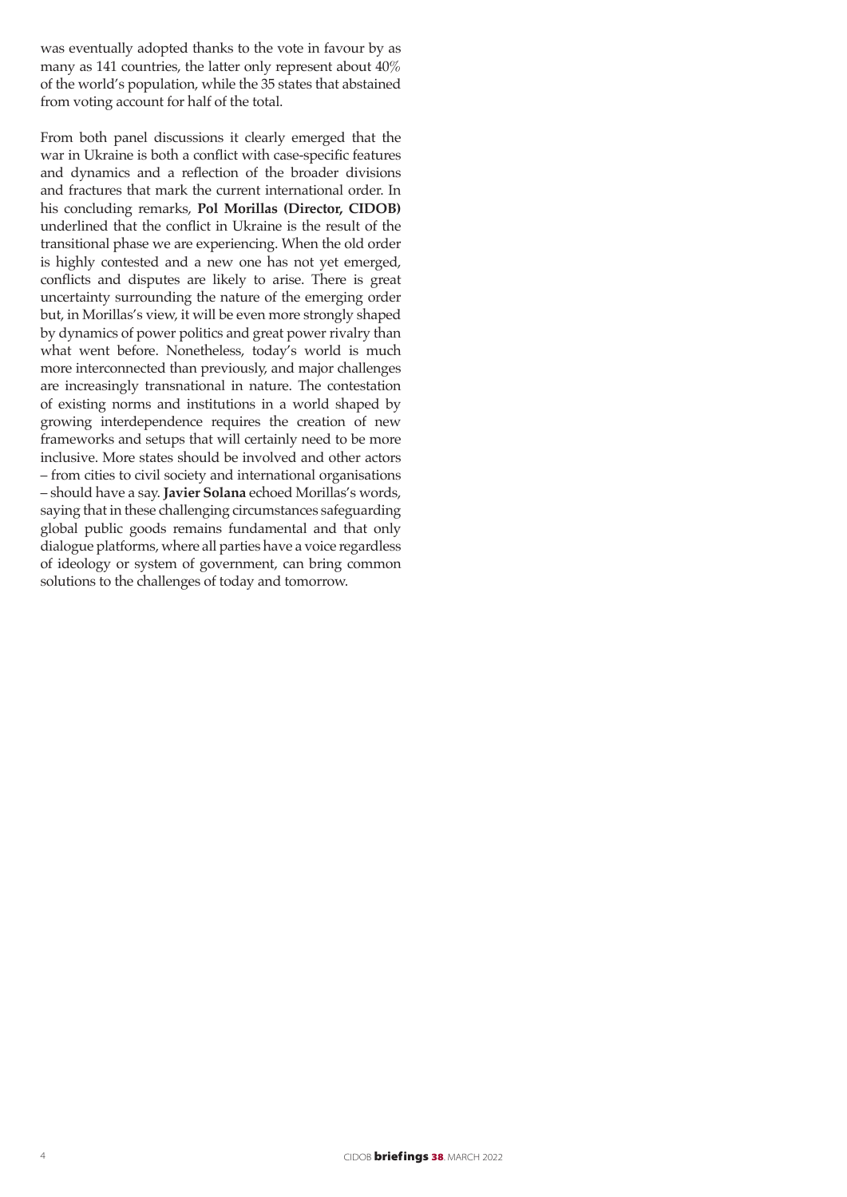was eventually adopted thanks to the vote in favour by as many as 141 countries, the latter only represent about 40% of the world's population, while the 35 states that abstained from voting account for half of the total.

From both panel discussions it clearly emerged that the war in Ukraine is both a conflict with case-specific features and dynamics and a reflection of the broader divisions and fractures that mark the current international order. In his concluding remarks, **Pol Morillas (Director, CIDOB)** underlined that the conflict in Ukraine is the result of the transitional phase we are experiencing. When the old order is highly contested and a new one has not yet emerged, conflicts and disputes are likely to arise. There is great uncertainty surrounding the nature of the emerging order but, in Morillas's view, it will be even more strongly shaped by dynamics of power politics and great power rivalry than what went before. Nonetheless, today's world is much more interconnected than previously, and major challenges are increasingly transnational in nature. The contestation of existing norms and institutions in a world shaped by growing interdependence requires the creation of new frameworks and setups that will certainly need to be more inclusive. More states should be involved and other actors – from cities to civil society and international organisations – should have a say. **Javier Solana** echoed Morillas's words, saying that in these challenging circumstances safeguarding global public goods remains fundamental and that only dialogue platforms, where all parties have a voice regardless of ideology or system of government, can bring common solutions to the challenges of today and tomorrow.